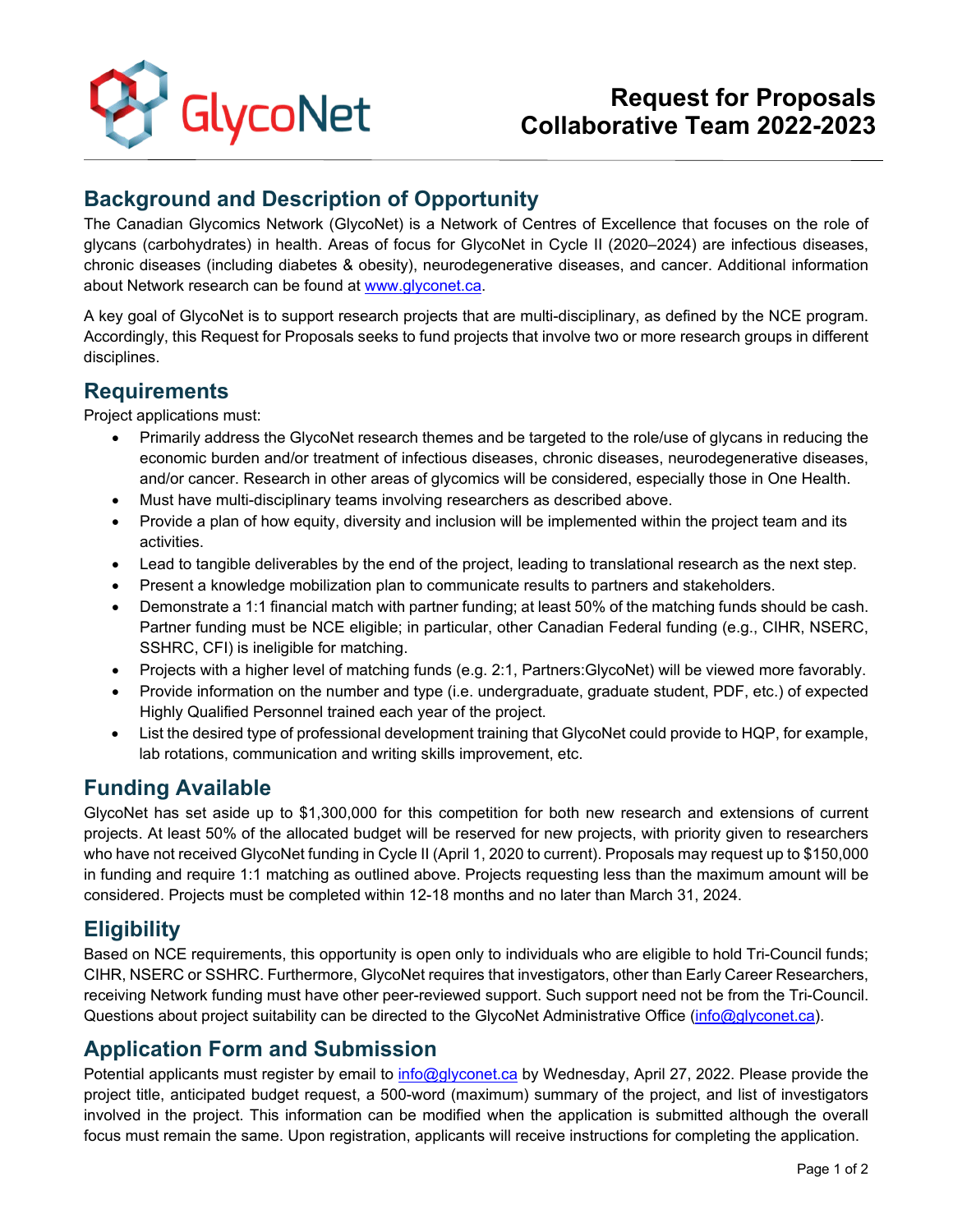GlycoNet

# Request for Proposals Collaborative Team 2022-2023

## Background and Description of Opportunity

The Canadian Glycomics Network (GlycoNet) is a Network of Centres of Excellence that focuses on the role of glycans (carbohydrates) in health. Areas of focus for GlycoNet in Cycle II (2020–2024) are infectious diseases, chronic diseases (including diabetes & obesity), neurodegenerative diseases, and cancer. Additional information about Network research can be found at www.glyconet.ca.

A key goal of GlycoNet is to support research projects that are multi-disciplinary, as defined by the NCE program. Accordingly, this Request for Proposals seeks to fund projects that involve two or more research groups in different disciplines.

## Requirements

Project applications must:

- Primarily address the GlycoNet research themes and be targeted to the role/use of glycans in reducing the economic burden and/or treatment of infectious diseases, chronic diseases, neurodegenerative diseases, and/or cancer. Research in other areas of glycomics will be considered, especially those in One Health.
- Must have multi-disciplinary teams involving researchers as described above.
- Provide a plan of how equity, diversity and inclusion will be implemented within the project team and its activities.
- Lead to tangible deliverables by the end of the project, leading to translational research as the next step.
- Present a knowledge mobilization plan to communicate results to partners and stakeholders.
- Demonstrate a 1:1 financial match with partner funding; at least 50% of the matching funds should be cash. Partner funding must be NCE eligible; in particular, other Canadian Federal funding (e.g., CIHR, NSERC, SSHRC, CFI) is ineligible for matching.
- Projects with a higher level of matching funds (e.g. 2:1, Partners:GlycoNet) will be viewed more favorably.
- Provide information on the number and type (i.e. undergraduate, graduate student, PDF, etc.) of expected Highly Qualified Personnel trained each year of the project.
- List the desired type of professional development training that GlycoNet could provide to HQP, for example, lab rotations, communication and writing skills improvement, etc.

## Funding Available

GlycoNet has set aside up to $1,300,000 for this competition for both new research and extensions of current projects. At least 50% of the allocated budget will be reserved for new projects, with priority given to researchers who have not received GlycoNet funding in Cycle II (April 1, 2020 to current). Proposals may request up to $150,000 in funding and require 1:1 matching as outlined above. Projects requesting less than the maximum amount will be considered. Projects must be completed within 12-18 months and no later than March 31, 2024.

## Eligibility

Based on NCE requirements, this opportunity is open only to individuals who are eligible to hold Tri-Council funds; CIHR, NSERC or SSHRC. Furthermore, GlycoNet requires that investigators, other than Early Career Researchers, receiving Network funding must have other peer-reviewed support. Such support need not be from the Tri-Council. Questions about project suitability can be directed to the GlycoNet Administrative Office (info@glyconet.ca).

## Application Form and Submission

Potential applicants must register by email to info@glyconet.ca by Wednesday, April 27, 2022. Please provide the project title, anticipated budget request, a 500-word (maximum) summary of the project, and list of investigators involved in the project. This information can be modified when the application is submitted although the overall focus must remain the same. Upon registration, applicants will receive instructions for completing the application.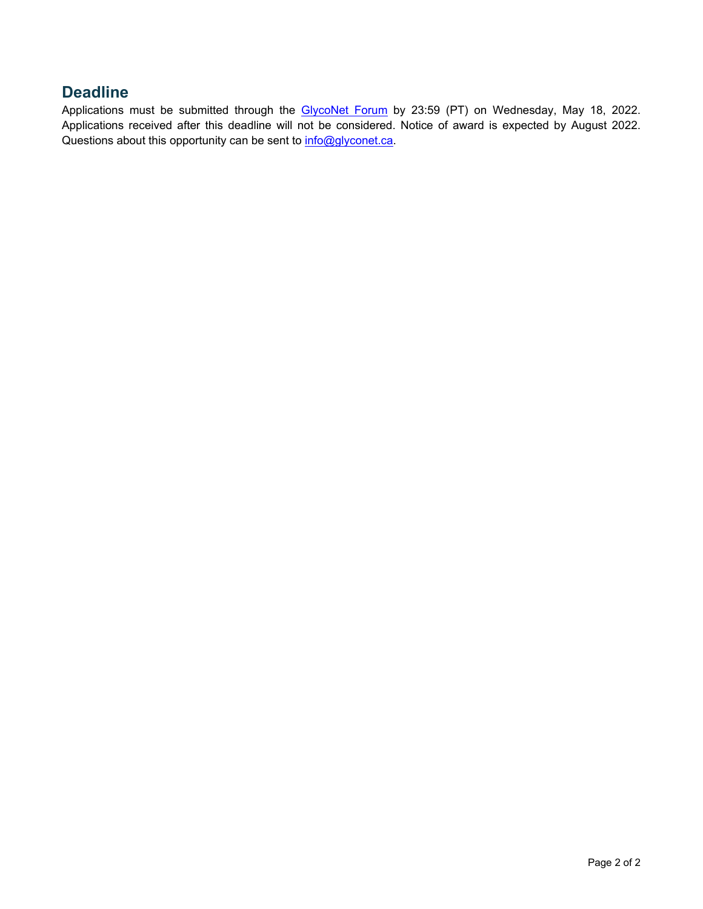## Deadline

Applications must be submitted through the GlycoNet Forum by 23:59 (PT) on Wednesday, May 18, 2022. Applications received after this deadline will not be considered. Notice of award is expected by August 2022. Questions about this opportunity can be sent to info@glyconet.ca.